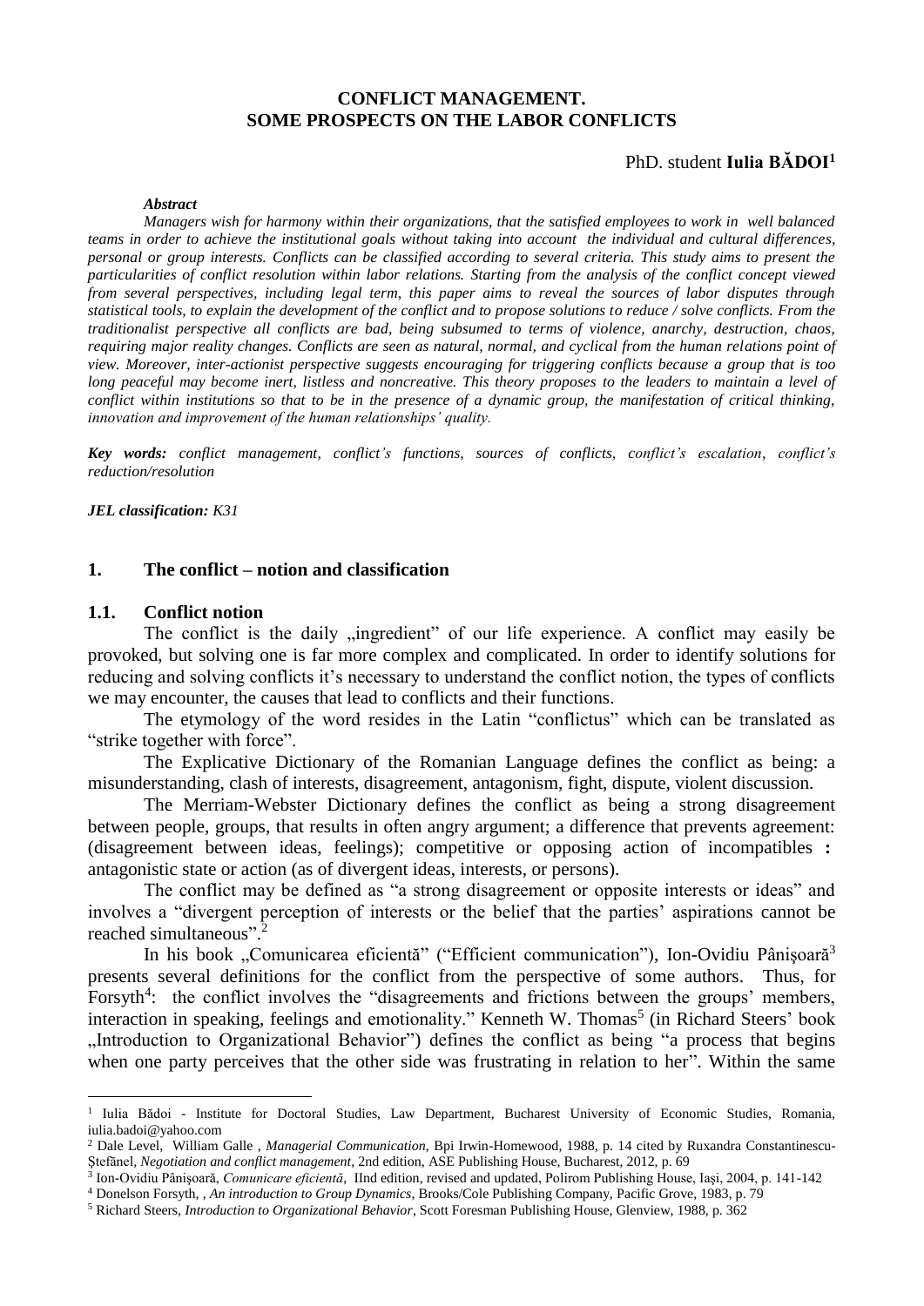# CONFLICT MANAGEMENT.
# SOME PROSPECTS ON THE LABOR CONFLICTS

PhD. student **Iulia BĂDOI**[1]

***Abstract***

*Managers wish for harmony within their organizations, that the satisfied employees to work in well balanced teams in order to achieve the institutional goals without taking into account the individual and cultural differences, personal or group interests. Conflicts can be classified according to several criteria. This study aims to present the particularities of conflict resolution within labor relations. Starting from the analysis of the conflict concept viewed from several perspectives, including legal term, this paper aims to reveal the sources of labor disputes through statistical tools, to explain the development of the conflict and to propose solutions to reduce / solve conflicts. From the traditionalist perspective all conflicts are bad, being subsumed to terms of violence, anarchy, destruction, chaos, requiring major reality changes. Conflicts are seen as natural, normal, and cyclical from the human relations point of view. Moreover, inter-actionist perspective suggests encouraging for triggering conflicts because a group that is too long peaceful may become inert, listless and noncreative. This theory proposes to the leaders to maintain a level of conflict within institutions so that to be in the presence of a dynamic group, the manifestation of critical thinking, innovation and improvement of the human relationships' quality.*

***Key words:*** *conflict management, conflict's functions, sources of conflicts, conflict's escalation, conflict's reduction/resolution*

***JEL classification:*** *K31*

## 1. The conflict – notion and classification

### 1.1. Conflict notion

The conflict is the daily „ingredient" of our life experience. A conflict may easily be provoked, but solving one is far more complex and complicated. In order to identify solutions for reducing and solving conflicts it's necessary to understand the conflict notion, the types of conflicts we may encounter, the causes that lead to conflicts and their functions.

The etymology of the word resides in the Latin "conflictus" which can be translated as "strike together with force".

The Explicative Dictionary of the Romanian Language defines the conflict as being: a misunderstanding, clash of interests, disagreement, antagonism, fight, dispute, violent discussion.

The Merriam-Webster Dictionary defines the conflict as being a strong disagreement between people, groups, that results in often angry argument; a difference that prevents agreement: (disagreement between ideas, feelings); competitive or opposing action of incompatibles **:** antagonistic state or action (as of divergent ideas, interests, or persons).

The conflict may be defined as "a strong disagreement or opposite interests or ideas" and involves a "divergent perception of interests or the belief that the parties' aspirations cannot be reached simultaneous".[2]

In his book „Comunicarea eficientă" ("Efficient communication"), Ion-Ovidiu Pânişoară[3] presents several definitions for the conflict from the perspective of some authors. Thus, for Forsyth[4]: the conflict involves the "disagreements and frictions between the groups' members, interaction in speaking, feelings and emotionality." Kenneth W. Thomas[5] (in Richard Steers' book „Introduction to Organizational Behavior") defines the conflict as being "a process that begins when one party perceives that the other side was frustrating in relation to her". Within the same

---

[1] Iulia Bădoi - Institute for Doctoral Studies, Law Department, Bucharest University of Economic Studies, Romania, iulia.badoi@yahoo.com

[2] Dale Level, William Galle , *Managerial Communication*, Bpi Irwin-Homewood, 1988, p. 14 cited by Ruxandra Constantinescu-Ştefănel, *Negotiation and conflict management*, 2nd edition, ASE Publishing House, Bucharest, 2012, p. 69

[3] Ion-Ovidiu Pânişoară, *Comunicare eficientă*, IInd edition, revised and updated, Polirom Publishing House, Iaşi, 2004, p. 141-142

[4] Donelson Forsyth, , *An introduction to Group Dynamics*, Brooks/Cole Publishing Company, Pacific Grove, 1983, p. 79

[5] Richard Steers, *Introduction to Organizational Behavior*, Scott Foresman Publishing House, Glenview, 1988, p. 362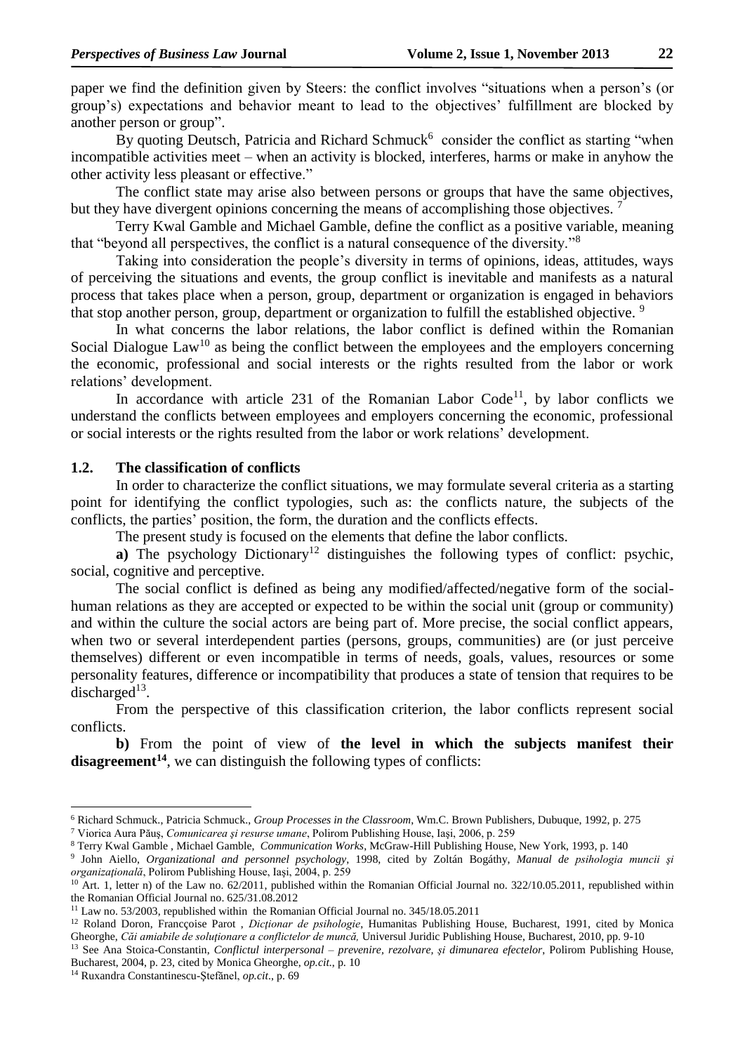paper we find the definition given by Steers: the conflict involves "situations when a person's (or group's) expectations and behavior meant to lead to the objectives' fulfillment are blocked by another person or group".

By quoting Deutsch, Patricia and Richard Schmuck[6] consider the conflict as starting "when incompatible activities meet – when an activity is blocked, interferes, harms or make in anyhow the other activity less pleasant or effective."

The conflict state may arise also between persons or groups that have the same objectives, but they have divergent opinions concerning the means of accomplishing those objectives. [7]

Terry Kwal Gamble and Michael Gamble, define the conflict as a positive variable, meaning that "beyond all perspectives, the conflict is a natural consequence of the diversity."[8]

Taking into consideration the people's diversity in terms of opinions, ideas, attitudes, ways of perceiving the situations and events, the group conflict is inevitable and manifests as a natural process that takes place when a person, group, department or organization is engaged in behaviors that stop another person, group, department or organization to fulfill the established objective. [9]

In what concerns the labor relations, the labor conflict is defined within the Romanian Social Dialogue Law[10] as being the conflict between the employees and the employers concerning the economic, professional and social interests or the rights resulted from the labor or work relations' development.

In accordance with article 231 of the Romanian Labor Code[11], by labor conflicts we understand the conflicts between employees and employers concerning the economic, professional or social interests or the rights resulted from the labor or work relations' development.

### 1.2. The classification of conflicts

In order to characterize the conflict situations, we may formulate several criteria as a starting point for identifying the conflict typologies, such as: the conflicts nature, the subjects of the conflicts, the parties' position, the form, the duration and the conflicts effects.

The present study is focused on the elements that define the labor conflicts.

**a)** The psychology Dictionary[12] distinguishes the following types of conflict: psychic, social, cognitive and perceptive.

The social conflict is defined as being any modified/affected/negative form of the social-human relations as they are accepted or expected to be within the social unit (group or community) and within the culture the social actors are being part of. More precise, the social conflict appears, when two or several interdependent parties (persons, groups, communities) are (or just perceive themselves) different or even incompatible in terms of needs, goals, values, resources or some personality features, difference or incompatibility that produces a state of tension that requires to be discharged[13].

From the perspective of this classification criterion, the labor conflicts represent social conflicts.

**b)** From the point of view of **the level in which the subjects manifest their disagreement[14]**, we can distinguish the following types of conflicts:

---

[6] Richard Schmuck., Patricia Schmuck., *Group Processes in the Classroom*, Wm.C. Brown Publishers, Dubuque, 1992, p. 275

[7] Viorica Aura Păuş, *Comunicarea şi resurse umane*, Polirom Publishing House, Iaşi, 2006, p. 259

[8] Terry Kwal Gamble , Michael Gamble, *Communication Works*, McGraw-Hill Publishing House, New York, 1993, p. 140

[9] John Aiello, *Organizational and personnel psychology*, 1998, cited by Zoltán Bogáthy, *Manual de psihologia muncii şi organizaţională*, Polirom Publishing House, Iaşi, 2004, p. 259

[10] Art. 1, letter n) of the Law no. 62/2011, published within the Romanian Official Journal no. 322/10.05.2011, republished within the Romanian Official Journal no. 625/31.08.2012

[11] Law no. 53/2003, republished within the Romanian Official Journal no. 345/18.05.2011

[12] Roland Doron, Francçoise Parot , *Dicţionar de psihologie*, Humanitas Publishing House, Bucharest, 1991, cited by Monica Gheorghe, *Căi amiabile de soluţionare a conflictelor de muncă,* Universul Juridic Publishing House, Bucharest, 2010, pp. 9-10

[13] See Ana Stoica-Constantin, *Conflictul interpersonal – prevenire, rezolvare, şi dimunarea efectelor*, Polirom Publishing House, Bucharest, 2004, p. 23, cited by Monica Gheorghe, *op.cit.*, p. 10

[14] Ruxandra Constantinescu-Ştefănel, *op.cit*., p. 69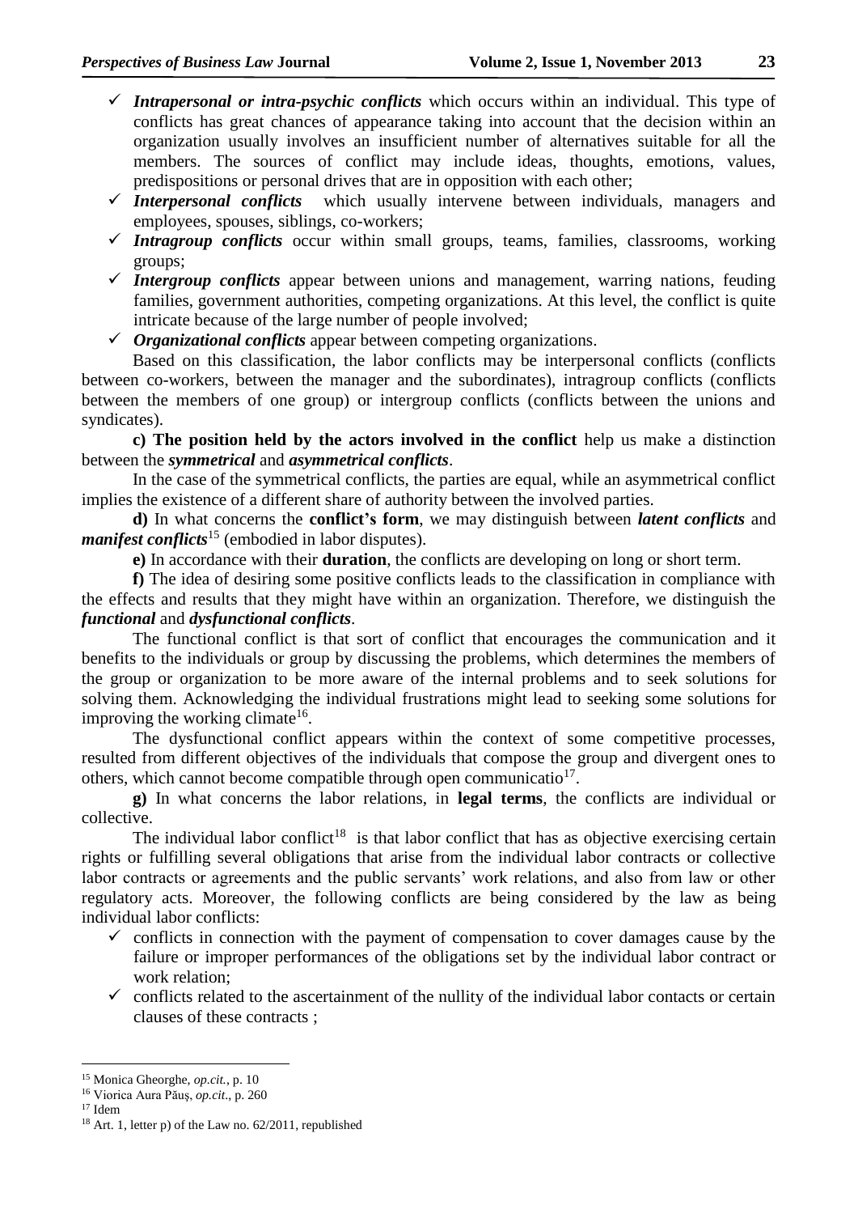- ✓ ***Intrapersonal or intra-psychic conflicts*** which occurs within an individual. This type of conflicts has great chances of appearance taking into account that the decision within an organization usually involves an insufficient number of alternatives suitable for all the members. The sources of conflict may include ideas, thoughts, emotions, values, predispositions or personal drives that are in opposition with each other;
- ✓ ***Interpersonal conflicts*** which usually intervene between individuals, managers and employees, spouses, siblings, co-workers;
- ✓ ***Intragroup conflicts*** occur within small groups, teams, families, classrooms, working groups;
- ✓ ***Intergroup conflicts*** appear between unions and management, warring nations, feuding families, government authorities, competing organizations. At this level, the conflict is quite intricate because of the large number of people involved;
- ✓ ***Organizational conflicts*** appear between competing organizations.

Based on this classification, the labor conflicts may be interpersonal conflicts (conflicts between co-workers, between the manager and the subordinates), intragroup conflicts (conflicts between the members of one group) or intergroup conflicts (conflicts between the unions and syndicates).

**c) The position held by the actors involved in the conflict** help us make a distinction between the ***symmetrical*** and ***asymmetrical conflicts***.

In the case of the symmetrical conflicts, the parties are equal, while an asymmetrical conflict implies the existence of a different share of authority between the involved parties.

**d)** In what concerns the **conflict's form**, we may distinguish between ***latent conflicts*** and ***manifest conflicts***[15] (embodied in labor disputes).

**e)** In accordance with their **duration**, the conflicts are developing on long or short term.

**f)** The idea of desiring some positive conflicts leads to the classification in compliance with the effects and results that they might have within an organization. Therefore, we distinguish the ***functional*** and ***dysfunctional conflicts***.

The functional conflict is that sort of conflict that encourages the communication and it benefits to the individuals or group by discussing the problems, which determines the members of the group or organization to be more aware of the internal problems and to seek solutions for solving them. Acknowledging the individual frustrations might lead to seeking some solutions for improving the working climate[16].

The dysfunctional conflict appears within the context of some competitive processes, resulted from different objectives of the individuals that compose the group and divergent ones to others, which cannot become compatible through open communicatio[17].

**g)** In what concerns the labor relations, in **legal terms**, the conflicts are individual or collective.

The individual labor conflict[18] is that labor conflict that has as objective exercising certain rights or fulfilling several obligations that arise from the individual labor contracts or collective labor contracts or agreements and the public servants' work relations, and also from law or other regulatory acts. Moreover, the following conflicts are being considered by the law as being individual labor conflicts:

- ✓ conflicts in connection with the payment of compensation to cover damages cause by the failure or improper performances of the obligations set by the individual labor contract or work relation;
- ✓ conflicts related to the ascertainment of the nullity of the individual labor contacts or certain clauses of these contracts ;

---

[15] Monica Gheorghe, *op.cit.*, p. 10

[16] Viorica Aura Păuş, *op.cit*., p. 260

[17] Idem

[18] Art. 1, letter p) of the Law no. 62/2011, republished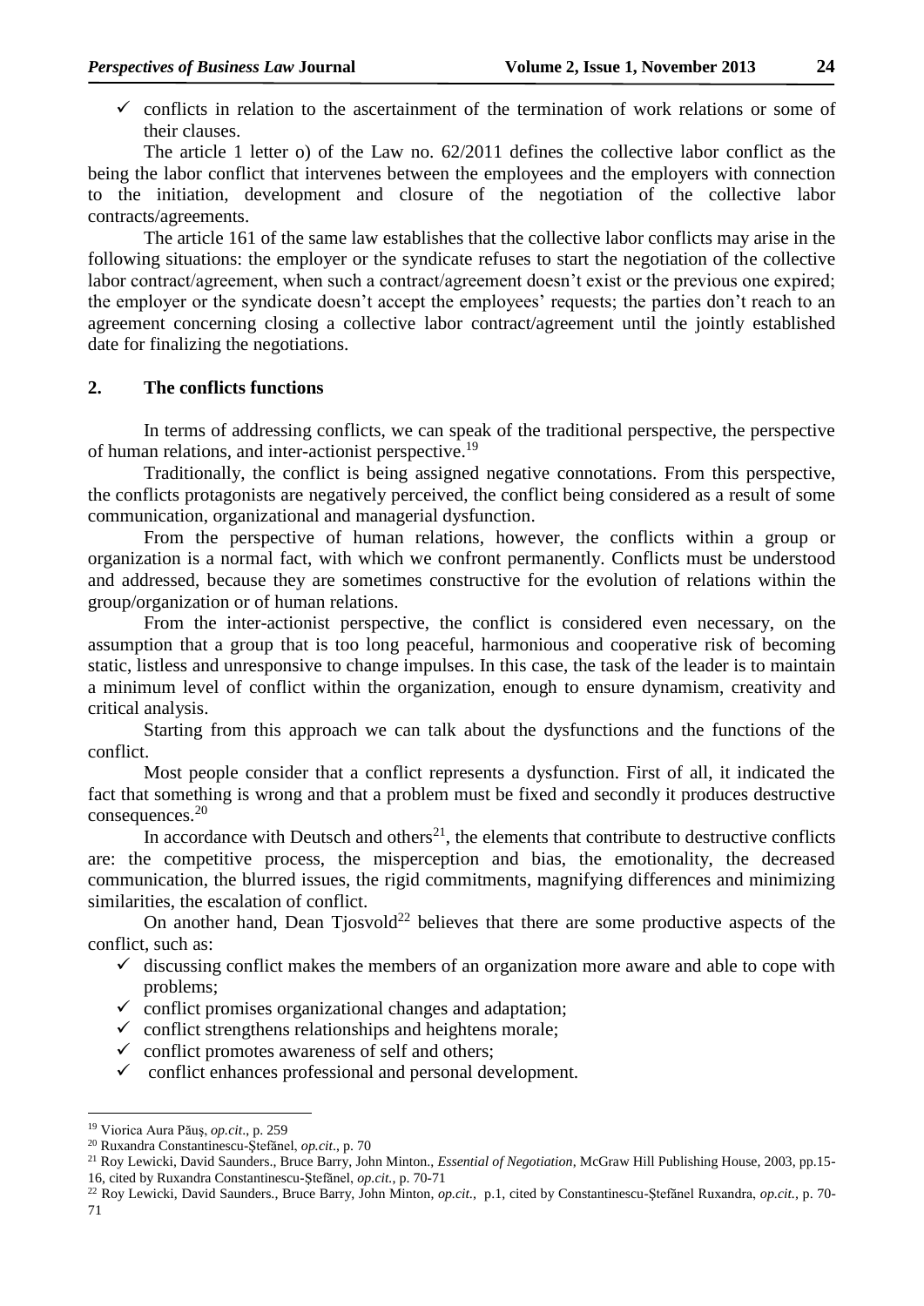- ✓ conflicts in relation to the ascertainment of the termination of work relations or some of their clauses.

The article 1 letter o) of the Law no. 62/2011 defines the collective labor conflict as the being the labor conflict that intervenes between the employees and the employers with connection to the initiation, development and closure of the negotiation of the collective labor contracts/agreements.

The article 161 of the same law establishes that the collective labor conflicts may arise in the following situations: the employer or the syndicate refuses to start the negotiation of the collective labor contract/agreement, when such a contract/agreement doesn't exist or the previous one expired; the employer or the syndicate doesn't accept the employees' requests; the parties don't reach to an agreement concerning closing a collective labor contract/agreement until the jointly established date for finalizing the negotiations.

## 2. The conflicts functions

In terms of addressing conflicts, we can speak of the traditional perspective, the perspective of human relations, and inter-actionist perspective.[19]

Traditionally, the conflict is being assigned negative connotations. From this perspective, the conflicts protagonists are negatively perceived, the conflict being considered as a result of some communication, organizational and managerial dysfunction.

From the perspective of human relations, however, the conflicts within a group or organization is a normal fact, with which we confront permanently. Conflicts must be understood and addressed, because they are sometimes constructive for the evolution of relations within the group/organization or of human relations.

From the inter-actionist perspective, the conflict is considered even necessary, on the assumption that a group that is too long peaceful, harmonious and cooperative risk of becoming static, listless and unresponsive to change impulses. In this case, the task of the leader is to maintain a minimum level of conflict within the organization, enough to ensure dynamism, creativity and critical analysis.

Starting from this approach we can talk about the dysfunctions and the functions of the conflict.

Most people consider that a conflict represents a dysfunction. First of all, it indicated the fact that something is wrong and that a problem must be fixed and secondly it produces destructive consequences.[20]

In accordance with Deutsch and others[21], the elements that contribute to destructive conflicts are: the competitive process, the misperception and bias, the emotionality, the decreased communication, the blurred issues, the rigid commitments, magnifying differences and minimizing similarities, the escalation of conflict.

On another hand, Dean Tjosvold[22] believes that there are some productive aspects of the conflict, such as:

- ✓ discussing conflict makes the members of an organization more aware and able to cope with problems;
- ✓ conflict promises organizational changes and adaptation;
- ✓ conflict strengthens relationships and heightens morale;
- ✓ conflict promotes awareness of self and others;
- ✓ conflict enhances professional and personal development.

---

[19] Viorica Aura Păuş, *op.cit*., p. 259

[20] Ruxandra Constantinescu-Ştefănel, *op.cit*., p. 70

[21] Roy Lewicki, David Saunders., Bruce Barry, John Minton., *Essential of Negotiation*, McGraw Hill Publishing House, 2003, pp.15-16, cited by Ruxandra Constantinescu-Ştefănel, *op.cit.*, p. 70-71

[22] Roy Lewicki, David Saunders., Bruce Barry, John Minton, *op.cit*., p.1, cited by Constantinescu-Ştefănel Ruxandra, *op.cit.*, p. 70-71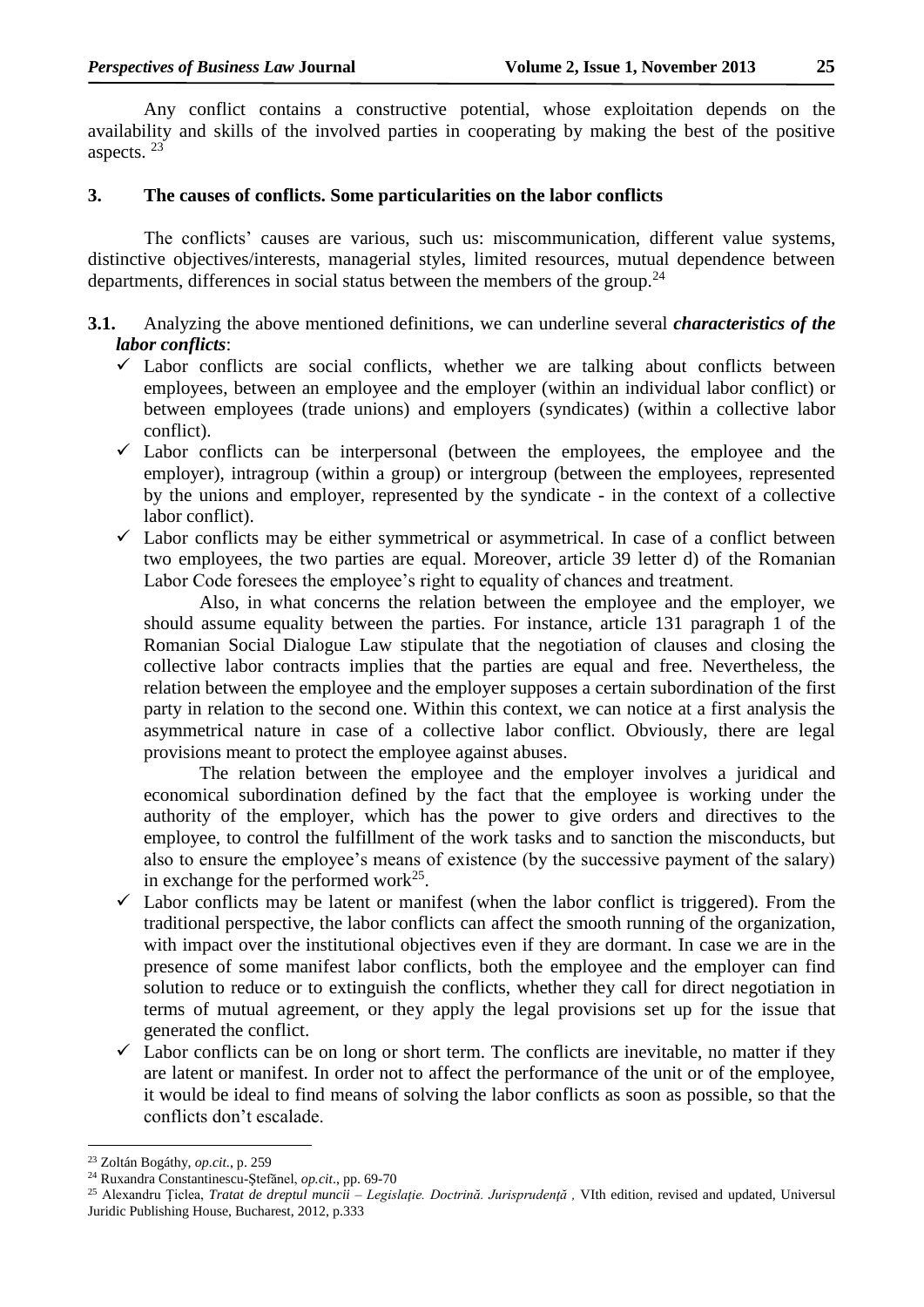Any conflict contains a constructive potential, whose exploitation depends on the availability and skills of the involved parties in cooperating by making the best of the positive aspects. [23]

## 3. The causes of conflicts. Some particularities on the labor conflicts

The conflicts' causes are various, such us: miscommunication, different value systems, distinctive objectives/interests, managerial styles, limited resources, mutual dependence between departments, differences in social status between the members of the group.[24]

**3.1.** Analyzing the above mentioned definitions, we can underline several ***characteristics of the labor conflicts***:

- ✓ Labor conflicts are social conflicts, whether we are talking about conflicts between employees, between an employee and the employer (within an individual labor conflict) or between employees (trade unions) and employers (syndicates) (within a collective labor conflict).
- ✓ Labor conflicts can be interpersonal (between the employees, the employee and the employer), intragroup (within a group) or intergroup (between the employees, represented by the unions and employer, represented by the syndicate - in the context of a collective labor conflict).
- ✓ Labor conflicts may be either symmetrical or asymmetrical. In case of a conflict between two employees, the two parties are equal. Moreover, article 39 letter d) of the Romanian Labor Code foresees the employee's right to equality of chances and treatment.

  Also, in what concerns the relation between the employee and the employer, we should assume equality between the parties. For instance, article 131 paragraph 1 of the Romanian Social Dialogue Law stipulate that the negotiation of clauses and closing the collective labor contracts implies that the parties are equal and free. Nevertheless, the relation between the employee and the employer supposes a certain subordination of the first party in relation to the second one. Within this context, we can notice at a first analysis the asymmetrical nature in case of a collective labor conflict. Obviously, there are legal provisions meant to protect the employee against abuses.

  The relation between the employee and the employer involves a juridical and economical subordination defined by the fact that the employee is working under the authority of the employer, which has the power to give orders and directives to the employee, to control the fulfillment of the work tasks and to sanction the misconducts, but also to ensure the employee's means of existence (by the successive payment of the salary) in exchange for the performed work[25].
- ✓ Labor conflicts may be latent or manifest (when the labor conflict is triggered). From the traditional perspective, the labor conflicts can affect the smooth running of the organization, with impact over the institutional objectives even if they are dormant. In case we are in the presence of some manifest labor conflicts, both the employee and the employer can find solution to reduce or to extinguish the conflicts, whether they call for direct negotiation in terms of mutual agreement, or they apply the legal provisions set up for the issue that generated the conflict.
- ✓ Labor conflicts can be on long or short term. The conflicts are inevitable, no matter if they are latent or manifest. In order not to affect the performance of the unit or of the employee, it would be ideal to find means of solving the labor conflicts as soon as possible, so that the conflicts don't escalade.

---

[23] Zoltán Bogáthy, *op.cit.*, p. 259

[24] Ruxandra Constantinescu-Ştefănel, *op.cit.*, pp. 69-70

[25] Alexandru Ţiclea, *Tratat de dreptul muncii – Legislaţie. Doctrină. Jurisprudenţă* , VIth edition, revised and updated, Universul Juridic Publishing House, Bucharest, 2012, p.333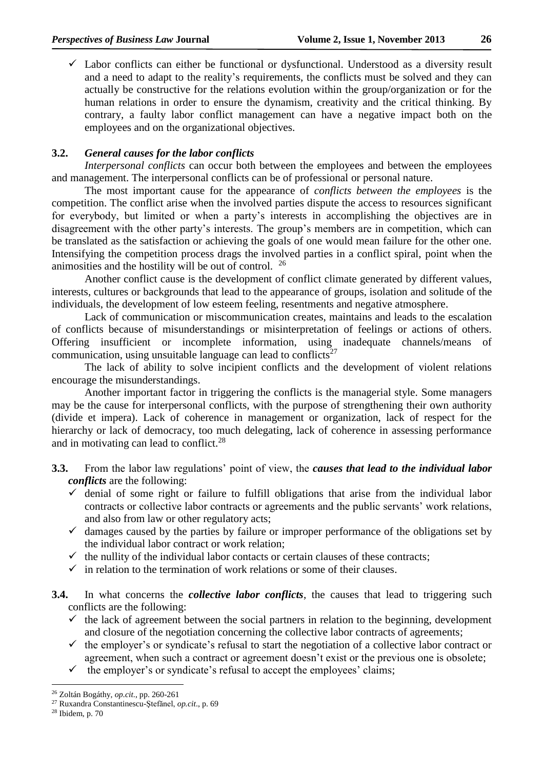- ✓ Labor conflicts can either be functional or dysfunctional. Understood as a diversity result and a need to adapt to the reality's requirements, the conflicts must be solved and they can actually be constructive for the relations evolution within the group/organization or for the human relations in order to ensure the dynamism, creativity and the critical thinking. By contrary, a faulty labor conflict management can have a negative impact both on the employees and on the organizational objectives.

### 3.2. *General causes for the labor conflicts*

*Interpersonal conflicts* can occur both between the employees and between the employees and management. The interpersonal conflicts can be of professional or personal nature.

The most important cause for the appearance of *conflicts between the employees* is the competition. The conflict arise when the involved parties dispute the access to resources significant for everybody, but limited or when a party's interests in accomplishing the objectives are in disagreement with the other party's interests. The group's members are in competition, which can be translated as the satisfaction or achieving the goals of one would mean failure for the other one. Intensifying the competition process drags the involved parties in a conflict spiral, point when the animosities and the hostility will be out of control. [26]

Another conflict cause is the development of conflict climate generated by different values, interests, cultures or backgrounds that lead to the appearance of groups, isolation and solitude of the individuals, the development of low esteem feeling, resentments and negative atmosphere.

Lack of communication or miscommunication creates, maintains and leads to the escalation of conflicts because of misunderstandings or misinterpretation of feelings or actions of others. Offering insufficient or incomplete information, using inadequate channels/means of communication, using unsuitable language can lead to conflicts[27]

The lack of ability to solve incipient conflicts and the development of violent relations encourage the misunderstandings.

Another important factor in triggering the conflicts is the managerial style. Some managers may be the cause for interpersonal conflicts, with the purpose of strengthening their own authority (divide et impera). Lack of coherence in management or organization, lack of respect for the hierarchy or lack of democracy, too much delegating, lack of coherence in assessing performance and in motivating can lead to conflict.[28]

**3.3.** From the labor law regulations' point of view, the ***causes that lead to the individual labor conflicts*** are the following:

- ✓ denial of some right or failure to fulfill obligations that arise from the individual labor contracts or collective labor contracts or agreements and the public servants' work relations, and also from law or other regulatory acts;
- ✓ damages caused by the parties by failure or improper performance of the obligations set by the individual labor contract or work relation;
- ✓ the nullity of the individual labor contacts or certain clauses of these contracts;
- ✓ in relation to the termination of work relations or some of their clauses.

**3.4.** In what concerns the ***collective labor conflicts***, the causes that lead to triggering such conflicts are the following:

- ✓ the lack of agreement between the social partners in relation to the beginning, development and closure of the negotiation concerning the collective labor contracts of agreements;
- ✓ the employer's or syndicate's refusal to start the negotiation of a collective labor contract or agreement, when such a contract or agreement doesn't exist or the previous one is obsolete;
- ✓ the employer's or syndicate's refusal to accept the employees' claims;

---

[26] Zoltán Bogáthy, *op.cit.*, pp. 260-261

[27] Ruxandra Constantinescu-Ştefãnel, *op.cit.*, p. 69

[28] Ibidem, p. 70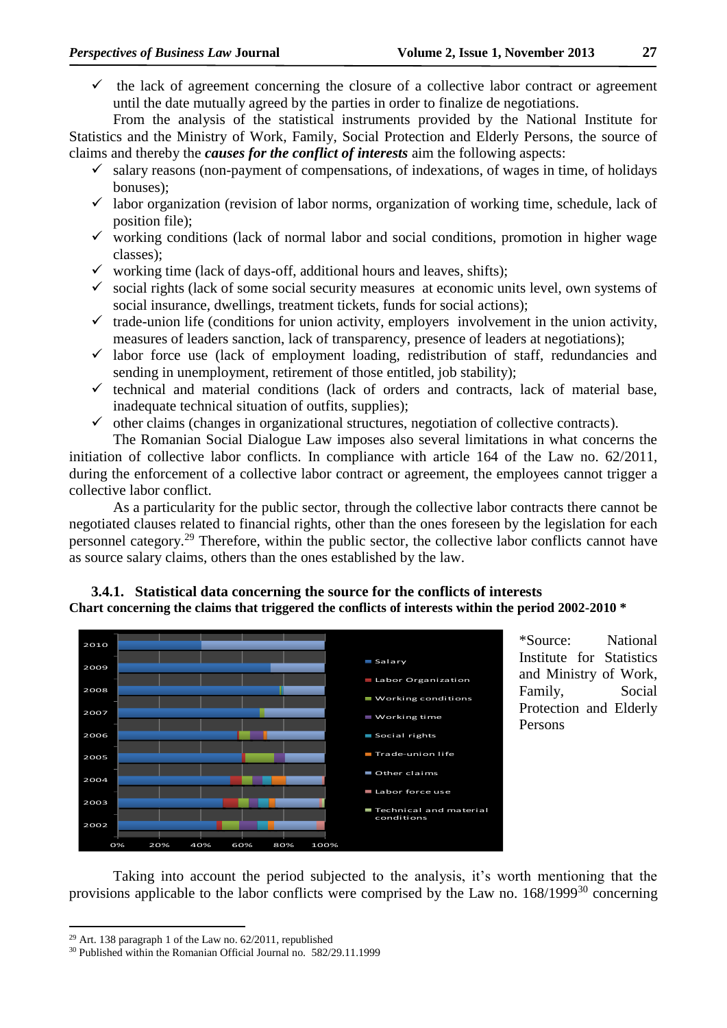- the lack of agreement concerning the closure of a collective labor contract or agreement until the date mutually agreed by the parties in order to finalize de negotiations.

From the analysis of the statistical instruments provided by the National Institute for Statistics and the Ministry of Work, Family, Social Protection and Elderly Persons, the source of claims and thereby the ***causes for the conflict of interests*** aim the following aspects:

- salary reasons (non-payment of compensations, of indexations, of wages in time, of holidays bonuses);
- labor organization (revision of labor norms, organization of working time, schedule, lack of position file);
- working conditions (lack of normal labor and social conditions, promotion in higher wage classes);
- working time (lack of days-off, additional hours and leaves, shifts);
- social rights (lack of some social security measures at economic units level, own systems of social insurance, dwellings, treatment tickets, funds for social actions);
- trade-union life (conditions for union activity, employers involvement in the union activity, measures of leaders sanction, lack of transparency, presence of leaders at negotiations);
- labor force use (lack of employment loading, redistribution of staff, redundancies and sending in unemployment, retirement of those entitled, job stability);
- technical and material conditions (lack of orders and contracts, lack of material base, inadequate technical situation of outfits, supplies);
- other claims (changes in organizational structures, negotiation of collective contracts).

The Romanian Social Dialogue Law imposes also several limitations in what concerns the initiation of collective labor conflicts. In compliance with article 164 of the Law no. 62/2011, during the enforcement of a collective labor contract or agreement, the employees cannot trigger a collective labor conflict.

As a particularity for the public sector, through the collective labor contracts there cannot be negotiated clauses related to financial rights, other than the ones foreseen by the legislation for each personnel category.[29] Therefore, within the public sector, the collective labor conflicts cannot have as source salary claims, others than the ones established by the law.

### 3.4.1. Statistical data concerning the source for the conflicts of interests

**Chart concerning the claims that triggered the conflicts of interests within the period 2002-2010 \***

*Source: National Institute for Statistics and Ministry of Work, Family, Social Protection and Elderly Persons

Taking into account the period subjected to the analysis, it's worth mentioning that the provisions applicable to the labor conflicts were comprised by the Law no. 168/1999[30] concerning

---

[29] Art. 138 paragraph 1 of the Law no. 62/2011, republished

[30] Published within the Romanian Official Journal no. 582/29.11.1999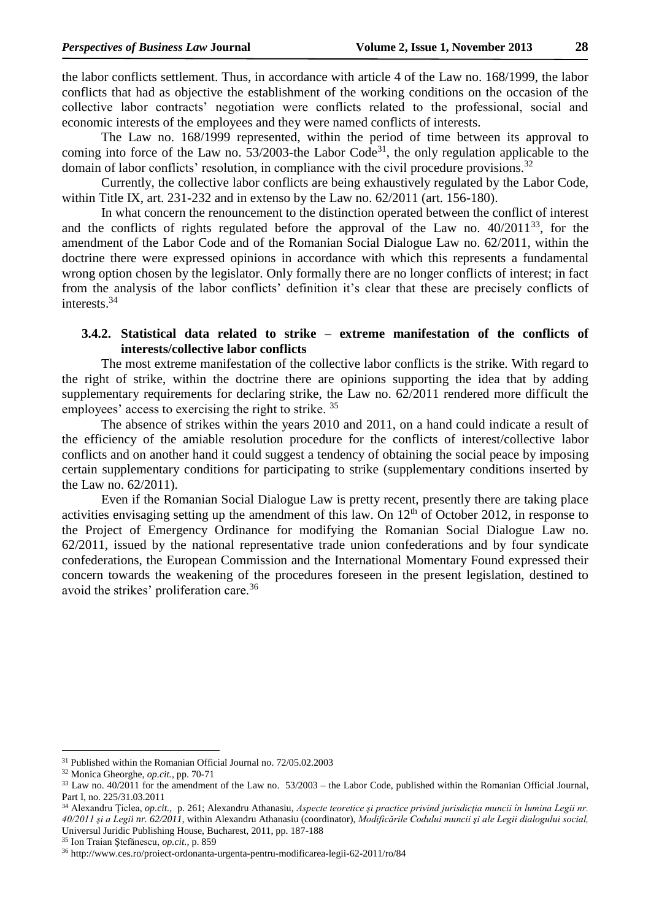the labor conflicts settlement. Thus, in accordance with article 4 of the Law no. 168/1999, the labor conflicts that had as objective the establishment of the working conditions on the occasion of the collective labor contracts' negotiation were conflicts related to the professional, social and economic interests of the employees and they were named conflicts of interests.

The Law no. 168/1999 represented, within the period of time between its approval to coming into force of the Law no. 53/2003-the Labor Code[31], the only regulation applicable to the domain of labor conflicts' resolution, in compliance with the civil procedure provisions.[32]

Currently, the collective labor conflicts are being exhaustively regulated by the Labor Code, within Title IX, art. 231-232 and in extenso by the Law no. 62/2011 (art. 156-180).

In what concern the renouncement to the distinction operated between the conflict of interest and the conflicts of rights regulated before the approval of the Law no. 40/2011[33], for the amendment of the Labor Code and of the Romanian Social Dialogue Law no. 62/2011, within the doctrine there were expressed opinions in accordance with which this represents a fundamental wrong option chosen by the legislator. Only formally there are no longer conflicts of interest; in fact from the analysis of the labor conflicts' definition it's clear that these are precisely conflicts of interests.[34]

### 3.4.2. Statistical data related to strike – extreme manifestation of the conflicts of interests/collective labor conflicts

The most extreme manifestation of the collective labor conflicts is the strike. With regard to the right of strike, within the doctrine there are opinions supporting the idea that by adding supplementary requirements for declaring strike, the Law no. 62/2011 rendered more difficult the employees' access to exercising the right to strike. [35]

The absence of strikes within the years 2010 and 2011, on a hand could indicate a result of the efficiency of the amiable resolution procedure for the conflicts of interest/collective labor conflicts and on another hand it could suggest a tendency of obtaining the social peace by imposing certain supplementary conditions for participating to strike (supplementary conditions inserted by the Law no. 62/2011).

Even if the Romanian Social Dialogue Law is pretty recent, presently there are taking place activities envisaging setting up the amendment of this law. On 12th of October 2012, in response to the Project of Emergency Ordinance for modifying the Romanian Social Dialogue Law no. 62/2011, issued by the national representative trade union confederations and by four syndicate confederations, the European Commission and the International Momentary Found expressed their concern towards the weakening of the procedures foreseen in the present legislation, destined to avoid the strikes' proliferation care.[36]

---

[31] Published within the Romanian Official Journal no. 72/05.02.2003

[32] Monica Gheorghe, *op.cit.*, pp. 70-71

[33] Law no. 40/2011 for the amendment of the Law no. 53/2003 – the Labor Code, published within the Romanian Official Journal, Part I, no. 225/31.03.2011

[34] Alexandru Ţiclea, *op.cit.*, p. 261; Alexandru Athanasiu, *Aspecte teoretice şi practice privind jurisdicţia muncii în lumina Legii nr. 40/2011 şi a Legii nr. 62/2011*, within Alexandru Athanasiu (coordinator), *Modificările Codului muncii şi ale Legii dialogului social,* Universul Juridic Publishing House, Bucharest, 2011, pp. 187-188

[35] Ion Traian Ştefănescu, *op.cit.*, p. 859

[36] http://www.ces.ro/proiect-ordonanta-urgenta-pentru-modificarea-legii-62-2011/ro/84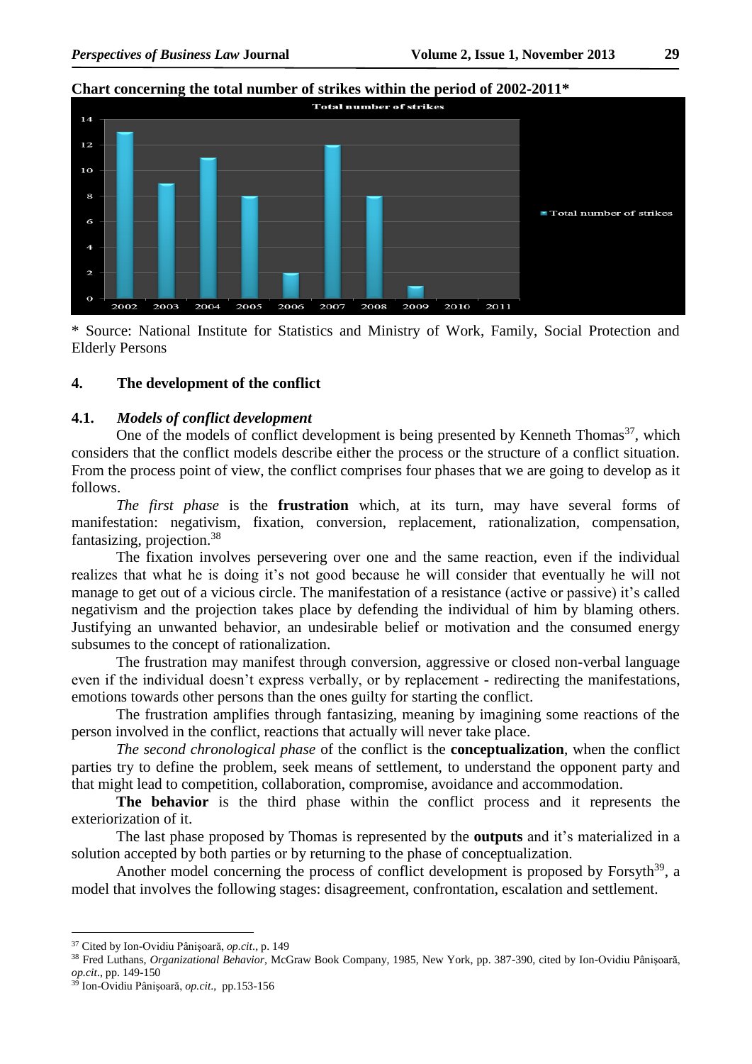**Chart concerning the total number of strikes within the period of 2002-2011***

\* Source: National Institute for Statistics and Ministry of Work, Family, Social Protection and Elderly Persons

## 4. The development of the conflict

### 4.1. *Models of conflict development*

One of the models of conflict development is being presented by Kenneth Thomas[37], which considers that the conflict models describe either the process or the structure of a conflict situation. From the process point of view, the conflict comprises four phases that we are going to develop as it follows.

*The first phase* is the **frustration** which, at its turn, may have several forms of manifestation: negativism, fixation, conversion, replacement, rationalization, compensation, fantasizing, projection.[38]

The fixation involves persevering over one and the same reaction, even if the individual realizes that what he is doing it's not good because he will consider that eventually he will not manage to get out of a vicious circle. The manifestation of a resistance (active or passive) it's called negativism and the projection takes place by defending the individual of him by blaming others. Justifying an unwanted behavior, an undesirable belief or motivation and the consumed energy subsumes to the concept of rationalization.

The frustration may manifest through conversion, aggressive or closed non-verbal language even if the individual doesn't express verbally, or by replacement - redirecting the manifestations, emotions towards other persons than the ones guilty for starting the conflict.

The frustration amplifies through fantasizing, meaning by imagining some reactions of the person involved in the conflict, reactions that actually will never take place.

*The second chronological phase* of the conflict is the **conceptualization**, when the conflict parties try to define the problem, seek means of settlement, to understand the opponent party and that might lead to competition, collaboration, compromise, avoidance and accommodation.

**The behavior** is the third phase within the conflict process and it represents the exteriorization of it.

The last phase proposed by Thomas is represented by the **outputs** and it's materialized in a solution accepted by both parties or by returning to the phase of conceptualization.

Another model concerning the process of conflict development is proposed by Forsyth[39], a model that involves the following stages: disagreement, confrontation, escalation and settlement.

---

[37] Cited by Ion-Ovidiu Pânişoară, *op.cit.*, p. 149

[38] Fred Luthans, *Organizational Behavior*, McGraw Book Company, 1985, New York, pp. 387-390, cited by Ion-Ovidiu Pânişoară, *op.cit.*, pp. 149-150

[39] Ion-Ovidiu Pânişoară, *op.cit.*, pp.153-156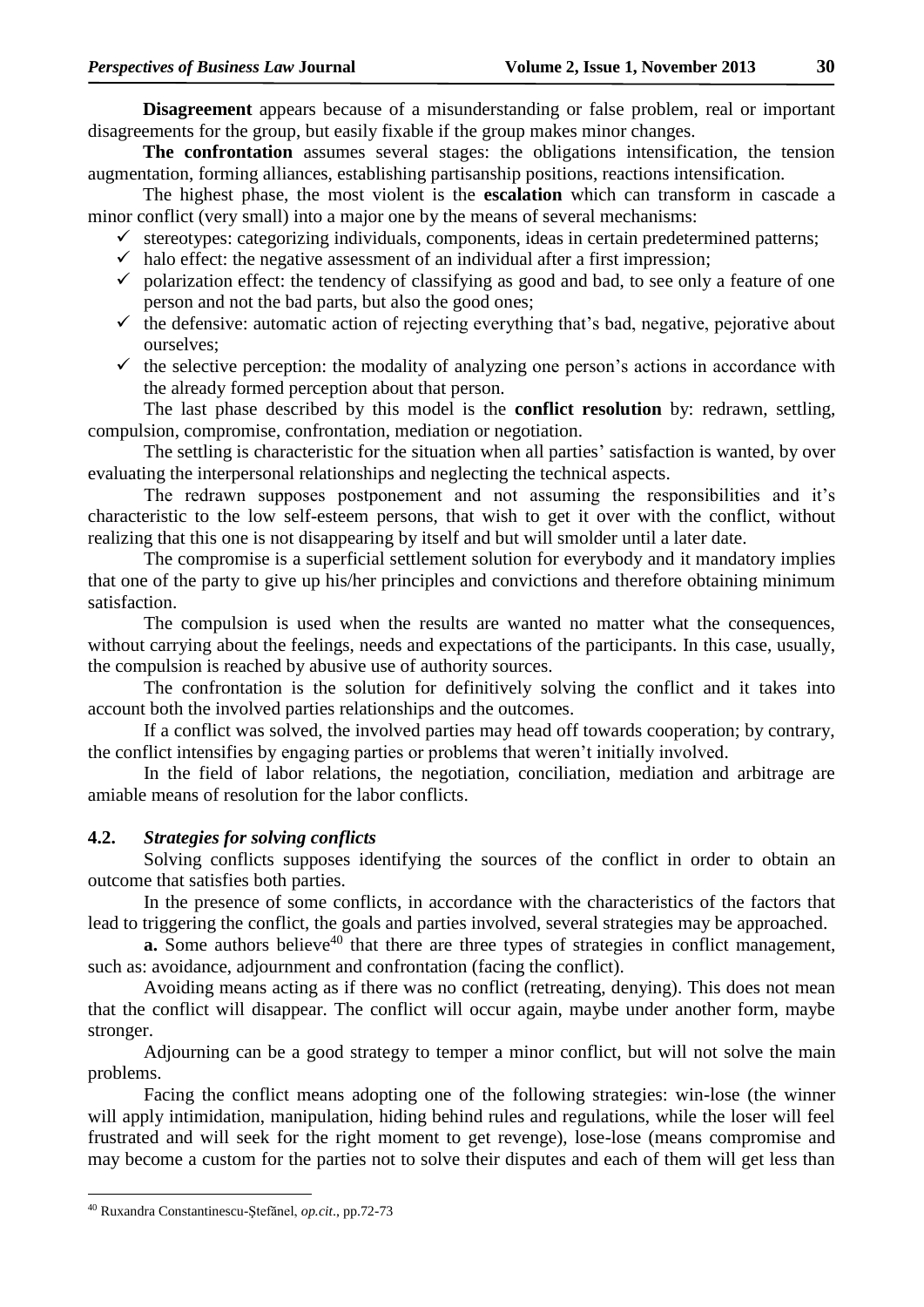**Disagreement** appears because of a misunderstanding or false problem, real or important disagreements for the group, but easily fixable if the group makes minor changes.

**The confrontation** assumes several stages: the obligations intensification, the tension augmentation, forming alliances, establishing partisanship positions, reactions intensification.

The highest phase, the most violent is the **escalation** which can transform in cascade a minor conflict (very small) into a major one by the means of several mechanisms:

- ✓ stereotypes: categorizing individuals, components, ideas in certain predetermined patterns;
- ✓ halo effect: the negative assessment of an individual after a first impression;
- ✓ polarization effect: the tendency of classifying as good and bad, to see only a feature of one person and not the bad parts, but also the good ones;
- ✓ the defensive: automatic action of rejecting everything that's bad, negative, pejorative about ourselves;
- ✓ the selective perception: the modality of analyzing one person's actions in accordance with the already formed perception about that person.

The last phase described by this model is the **conflict resolution** by: redrawn, settling, compulsion, compromise, confrontation, mediation or negotiation.

The settling is characteristic for the situation when all parties' satisfaction is wanted, by over evaluating the interpersonal relationships and neglecting the technical aspects.

The redrawn supposes postponement and not assuming the responsibilities and it's characteristic to the low self-esteem persons, that wish to get it over with the conflict, without realizing that this one is not disappearing by itself and but will smolder until a later date.

The compromise is a superficial settlement solution for everybody and it mandatory implies that one of the party to give up his/her principles and convictions and therefore obtaining minimum satisfaction.

The compulsion is used when the results are wanted no matter what the consequences, without carrying about the feelings, needs and expectations of the participants. In this case, usually, the compulsion is reached by abusive use of authority sources.

The confrontation is the solution for definitively solving the conflict and it takes into account both the involved parties relationships and the outcomes.

If a conflict was solved, the involved parties may head off towards cooperation; by contrary, the conflict intensifies by engaging parties or problems that weren't initially involved.

In the field of labor relations, the negotiation, conciliation, mediation and arbitrage are amiable means of resolution for the labor conflicts.

### 4.2. *Strategies for solving conflicts*

Solving conflicts supposes identifying the sources of the conflict in order to obtain an outcome that satisfies both parties.

In the presence of some conflicts, in accordance with the characteristics of the factors that lead to triggering the conflict, the goals and parties involved, several strategies may be approached.

**a.** Some authors believe[40] that there are three types of strategies in conflict management, such as: avoidance, adjournment and confrontation (facing the conflict).

Avoiding means acting as if there was no conflict (retreating, denying). This does not mean that the conflict will disappear. The conflict will occur again, maybe under another form, maybe stronger.

Adjourning can be a good strategy to temper a minor conflict, but will not solve the main problems.

Facing the conflict means adopting one of the following strategies: win-lose (the winner will apply intimidation, manipulation, hiding behind rules and regulations, while the loser will feel frustrated and will seek for the right moment to get revenge), lose-lose (means compromise and may become a custom for the parties not to solve their disputes and each of them will get less than

---

[40] Ruxandra Constantinescu-Ştefănel, *op.cit*., pp.72-73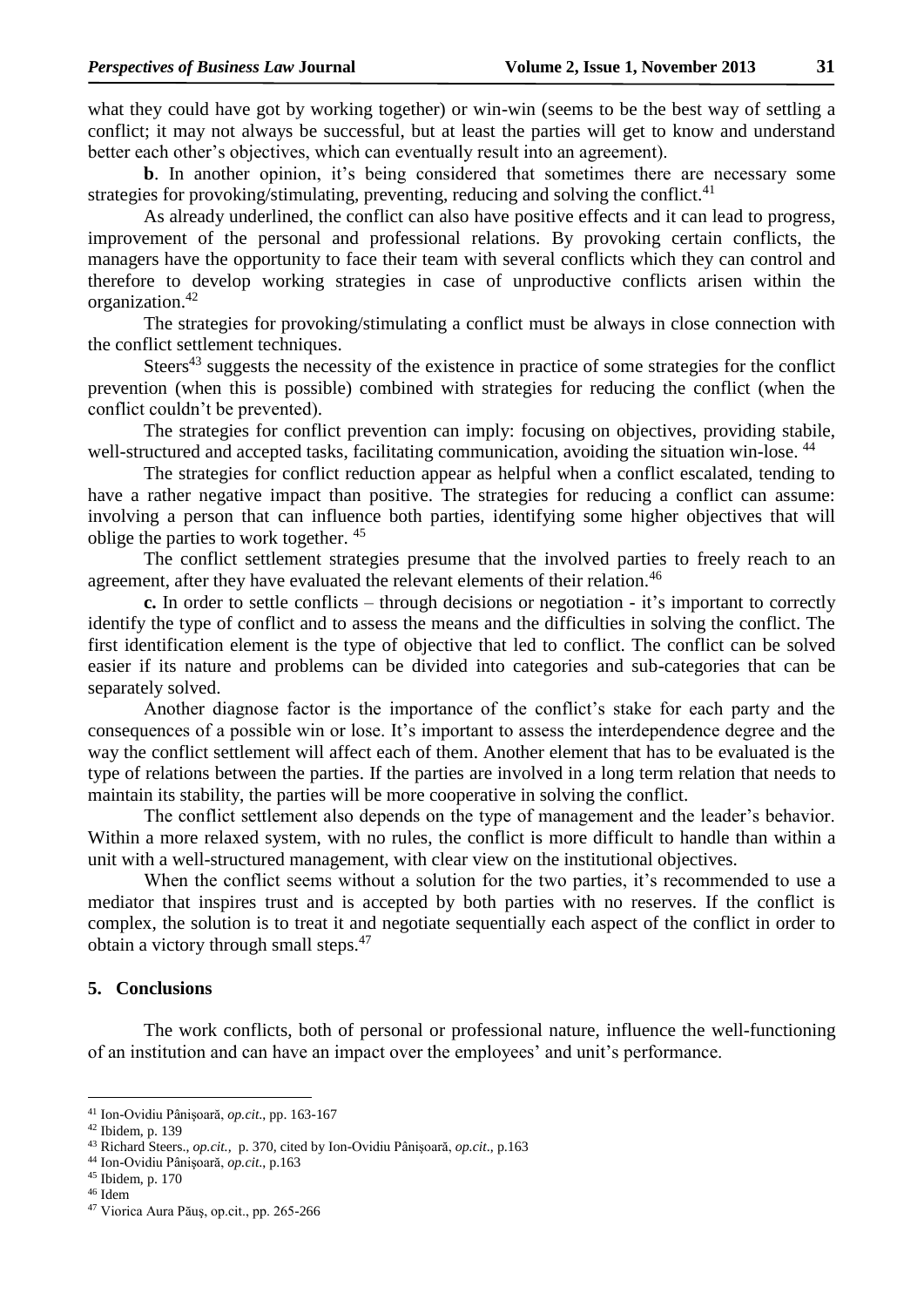what they could have got by working together) or win-win (seems to be the best way of settling a conflict; it may not always be successful, but at least the parties will get to know and understand better each other's objectives, which can eventually result into an agreement).

**b**. In another opinion, it's being considered that sometimes there are necessary some strategies for provoking/stimulating, preventing, reducing and solving the conflict.[41]

As already underlined, the conflict can also have positive effects and it can lead to progress, improvement of the personal and professional relations. By provoking certain conflicts, the managers have the opportunity to face their team with several conflicts which they can control and therefore to develop working strategies in case of unproductive conflicts arisen within the organization.[42]

The strategies for provoking/stimulating a conflict must be always in close connection with the conflict settlement techniques.

Steers[43] suggests the necessity of the existence in practice of some strategies for the conflict prevention (when this is possible) combined with strategies for reducing the conflict (when the conflict couldn't be prevented).

The strategies for conflict prevention can imply: focusing on objectives, providing stabile, well-structured and accepted tasks, facilitating communication, avoiding the situation win-lose. [44]

The strategies for conflict reduction appear as helpful when a conflict escalated, tending to have a rather negative impact than positive. The strategies for reducing a conflict can assume: involving a person that can influence both parties, identifying some higher objectives that will oblige the parties to work together. [45]

The conflict settlement strategies presume that the involved parties to freely reach to an agreement, after they have evaluated the relevant elements of their relation.[46]

**c.** In order to settle conflicts – through decisions or negotiation - it's important to correctly identify the type of conflict and to assess the means and the difficulties in solving the conflict. The first identification element is the type of objective that led to conflict. The conflict can be solved easier if its nature and problems can be divided into categories and sub-categories that can be separately solved.

Another diagnose factor is the importance of the conflict's stake for each party and the consequences of a possible win or lose. It's important to assess the interdependence degree and the way the conflict settlement will affect each of them. Another element that has to be evaluated is the type of relations between the parties. If the parties are involved in a long term relation that needs to maintain its stability, the parties will be more cooperative in solving the conflict.

The conflict settlement also depends on the type of management and the leader's behavior. Within a more relaxed system, with no rules, the conflict is more difficult to handle than within a unit with a well-structured management, with clear view on the institutional objectives.

When the conflict seems without a solution for the two parties, it's recommended to use a mediator that inspires trust and is accepted by both parties with no reserves. If the conflict is complex, the solution is to treat it and negotiate sequentially each aspect of the conflict in order to obtain a victory through small steps.[47]

## 5. Conclusions

The work conflicts, both of personal or professional nature, influence the well-functioning of an institution and can have an impact over the employees' and unit's performance.

---

[41] Ion-Ovidiu Pânişoară, *op.cit*., pp. 163-167
[42] Ibidem, p. 139
[43] Richard Steers., *op.cit.,* p. 370, cited by Ion-Ovidiu Pânişoară, *op.cit*., p.163
[44] Ion-Ovidiu Pânişoară, *op.cit*., p.163
[45] Ibidem, p. 170
[46] Idem
[47] Viorica Aura Păuş, op.cit., pp. 265-266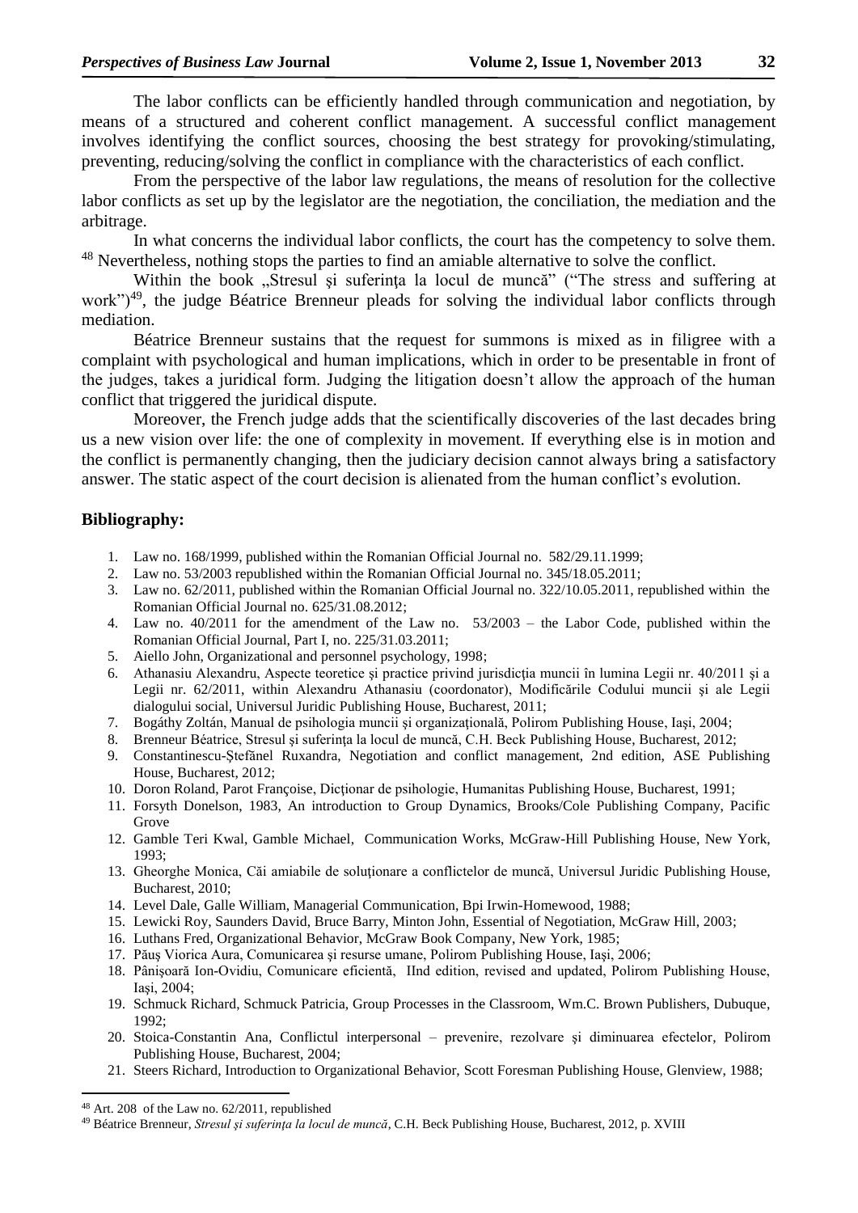The labor conflicts can be efficiently handled through communication and negotiation, by means of a structured and coherent conflict management. A successful conflict management involves identifying the conflict sources, choosing the best strategy for provoking/stimulating, preventing, reducing/solving the conflict in compliance with the characteristics of each conflict.

From the perspective of the labor law regulations, the means of resolution for the collective labor conflicts as set up by the legislator are the negotiation, the conciliation, the mediation and the arbitrage.

In what concerns the individual labor conflicts, the court has the competency to solve them. [48] Nevertheless, nothing stops the parties to find an amiable alternative to solve the conflict.

Within the book „Stresul şi suferinţa la locul de muncă" ("The stress and suffering at work")[49], the judge Béatrice Brenneur pleads for solving the individual labor conflicts through mediation.

Béatrice Brenneur sustains that the request for summons is mixed as in filigree with a complaint with psychological and human implications, which in order to be presentable in front of the judges, takes a juridical form. Judging the litigation doesn't allow the approach of the human conflict that triggered the juridical dispute.

Moreover, the French judge adds that the scientifically discoveries of the last decades bring us a new vision over life: the one of complexity in movement. If everything else is in motion and the conflict is permanently changing, then the judiciary decision cannot always bring a satisfactory answer. The static aspect of the court decision is alienated from the human conflict's evolution.

## Bibliography:

1. Law no. 168/1999, published within the Romanian Official Journal no. 582/29.11.1999;
2. Law no. 53/2003 republished within the Romanian Official Journal no. 345/18.05.2011;
3. Law no. 62/2011, published within the Romanian Official Journal no. 322/10.05.2011, republished within the Romanian Official Journal no. 625/31.08.2012;
4. Law no. 40/2011 for the amendment of the Law no. 53/2003 – the Labor Code, published within the Romanian Official Journal, Part I, no. 225/31.03.2011;
5. Aiello John, Organizational and personnel psychology, 1998;
6. Athanasiu Alexandru, Aspecte teoretice şi practice privind jurisdicţia muncii în lumina Legii nr. 40/2011 şi a Legii nr. 62/2011, within Alexandru Athanasiu (coordonator), Modificările Codului muncii şi ale Legii dialogului social, Universul Juridic Publishing House, Bucharest, 2011;
7. Bogáthy Zoltán, Manual de psihologia muncii şi organizaţională, Polirom Publishing House, Iaşi, 2004;
8. Brenneur Béatrice, Stresul şi suferinţa la locul de muncă, C.H. Beck Publishing House, Bucharest, 2012;
9. Constantinescu-Ştefănel Ruxandra, Negotiation and conflict management, 2nd edition, ASE Publishing House, Bucharest, 2012;
10. Doron Roland, Parot Françoise, Dicţionar de psihologie, Humanitas Publishing House, Bucharest, 1991;
11. Forsyth Donelson, 1983, An introduction to Group Dynamics, Brooks/Cole Publishing Company, Pacific Grove
12. Gamble Teri Kwal, Gamble Michael, Communication Works, McGraw-Hill Publishing House, New York, 1993;
13. Gheorghe Monica, Căi amiabile de soluţionare a conflictelor de muncă, Universul Juridic Publishing House, Bucharest, 2010;
14. Level Dale, Galle William, Managerial Communication, Bpi Irwin-Homewood, 1988;
15. Lewicki Roy, Saunders David, Bruce Barry, Minton John, Essential of Negotiation, McGraw Hill, 2003;
16. Luthans Fred, Organizational Behavior, McGraw Book Company, New York, 1985;
17. Păuş Viorica Aura, Comunicarea şi resurse umane, Polirom Publishing House, Iaşi, 2006;
18. Pânişoară Ion-Ovidiu, Comunicare eficientă, IInd edition, revised and updated, Polirom Publishing House, Iaşi, 2004;
19. Schmuck Richard, Schmuck Patricia, Group Processes in the Classroom, Wm.C. Brown Publishers, Dubuque, 1992;
20. Stoica-Constantin Ana, Conflictul interpersonal – prevenire, rezolvare şi diminuarea efectelor, Polirom Publishing House, Bucharest, 2004;
21. Steers Richard, Introduction to Organizational Behavior, Scott Foresman Publishing House, Glenview, 1988;

[48] Art. 208 of the Law no. 62/2011, republished

[49] Béatrice Brenneur, *Stresul şi suferinţa la locul de muncă*, C.H. Beck Publishing House, Bucharest, 2012, p. XVIII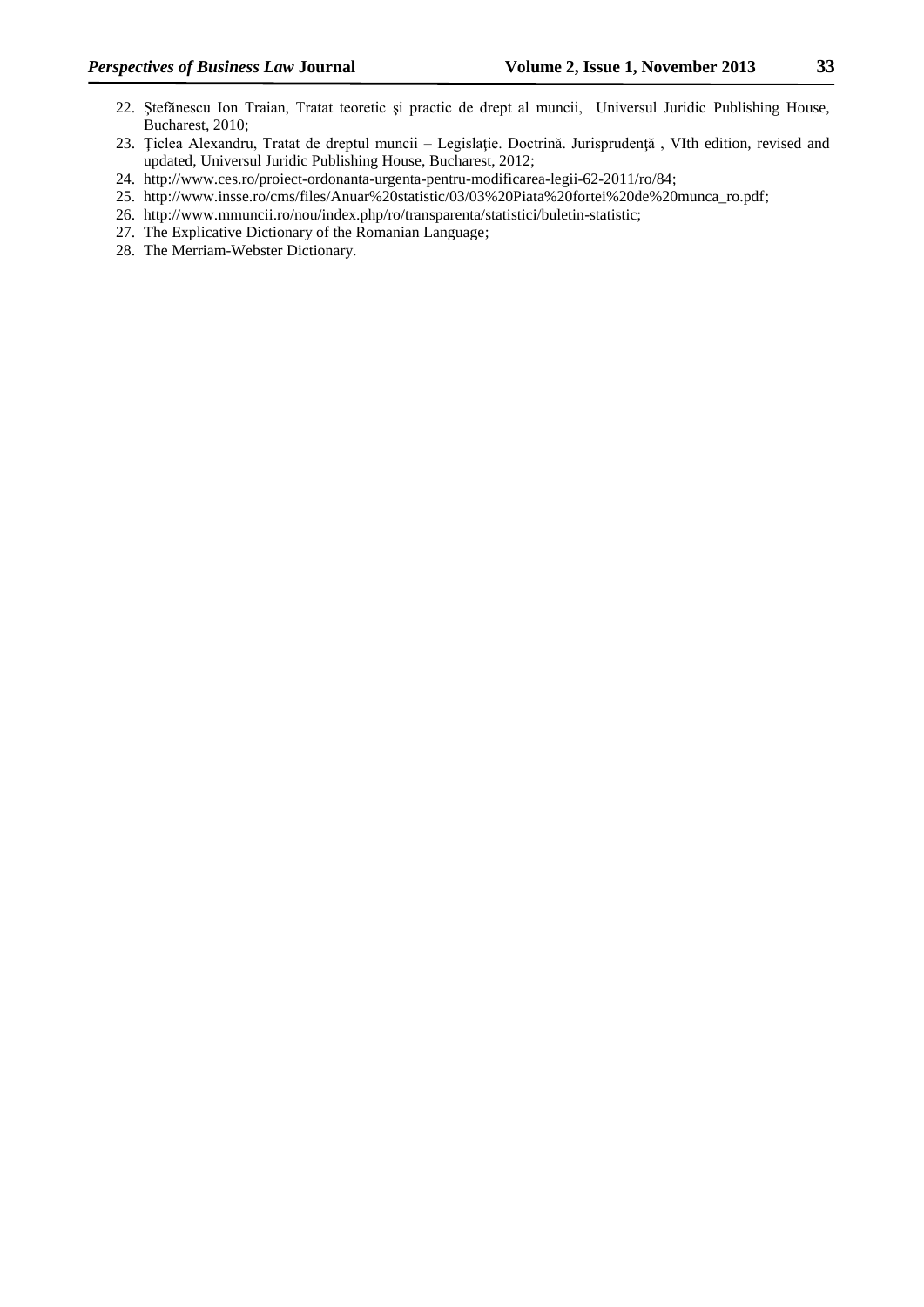22. Ştefănescu Ion Traian, Tratat teoretic şi practic de drept al muncii, Universul Juridic Publishing House, Bucharest, 2010;
23. Ţiclea Alexandru, Tratat de dreptul muncii – Legislaţie. Doctrină. Jurisprudenţă , VIth edition, revised and updated, Universul Juridic Publishing House, Bucharest, 2012;
24. http://www.ces.ro/proiect-ordonanta-urgenta-pentru-modificarea-legii-62-2011/ro/84;
25. http://www.insse.ro/cms/files/Anuar%20statistic/03/03%20Piata%20fortei%20de%20munca_ro.pdf;
26. http://www.mmuncii.ro/nou/index.php/ro/transparenta/statistici/buletin-statistic;
27. The Explicative Dictionary of the Romanian Language;
28. The Merriam-Webster Dictionary.